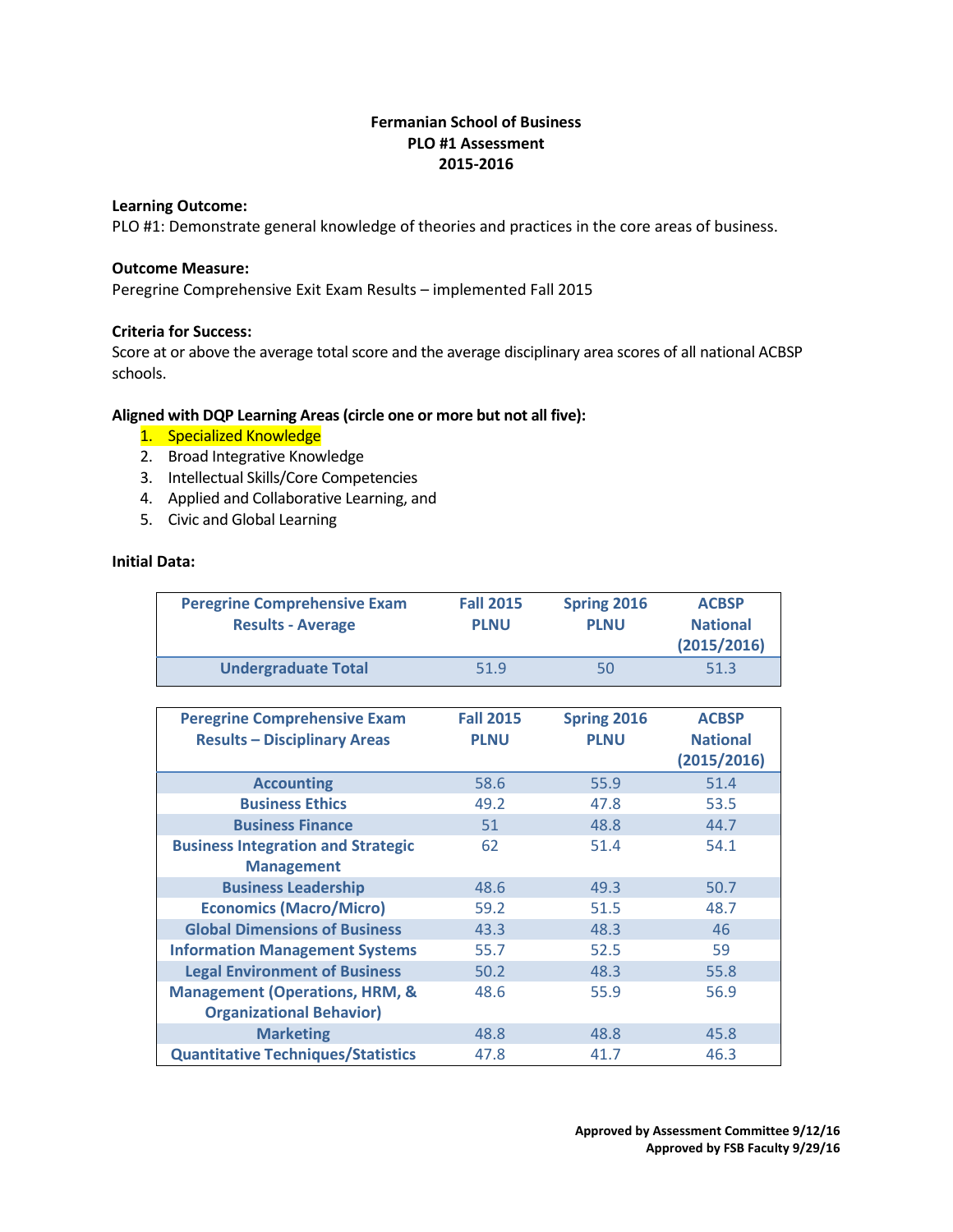**Fermanian School of Business**
**PLO #1 Assessment**
**2015-2016**

**Learning Outcome:**
PLO #1: Demonstrate general knowledge of theories and practices in the core areas of business.

**Outcome Measure:**
Peregrine Comprehensive Exit Exam Results – implemented Fall 2015

**Criteria for Success:**
Score at or above the average total score and the average disciplinary area scores of all national ACBSP schools.

**Aligned with DQP Learning Areas (circle one or more but not all five):**

1. Specialized Knowledge
2. Broad Integrative Knowledge
3. Intellectual Skills/Core Competencies
4. Applied and Collaborative Learning, and
5. Civic and Global Learning

**Initial Data:**

| Peregrine Comprehensive Exam Results - Average | Fall 2015 PLNU | Spring 2016 PLNU | ACBSP National (2015/2016) |
|---|---|---|---|
| Undergraduate Total | 51.9 | 50 | 51.3 |

| Peregrine Comprehensive Exam Results – Disciplinary Areas | Fall 2015 PLNU | Spring 2016 PLNU | ACBSP National (2015/2016) |
|---|---|---|---|
| Accounting | 58.6 | 55.9 | 51.4 |
| Business Ethics | 49.2 | 47.8 | 53.5 |
| Business Finance | 51 | 48.8 | 44.7 |
| Business Integration and Strategic Management | 62 | 51.4 | 54.1 |
| Business Leadership | 48.6 | 49.3 | 50.7 |
| Economics (Macro/Micro) | 59.2 | 51.5 | 48.7 |
| Global Dimensions of Business | 43.3 | 48.3 | 46 |
| Information Management Systems | 55.7 | 52.5 | 59 |
| Legal Environment of Business | 50.2 | 48.3 | 55.8 |
| Management (Operations, HRM, & Organizational Behavior) | 48.6 | 55.9 | 56.9 |
| Marketing | 48.8 | 48.8 | 45.8 |
| Quantitative Techniques/Statistics | 47.8 | 41.7 | 46.3 |

**Approved by Assessment Committee 9/12/16**
**Approved by FSB Faculty 9/29/16**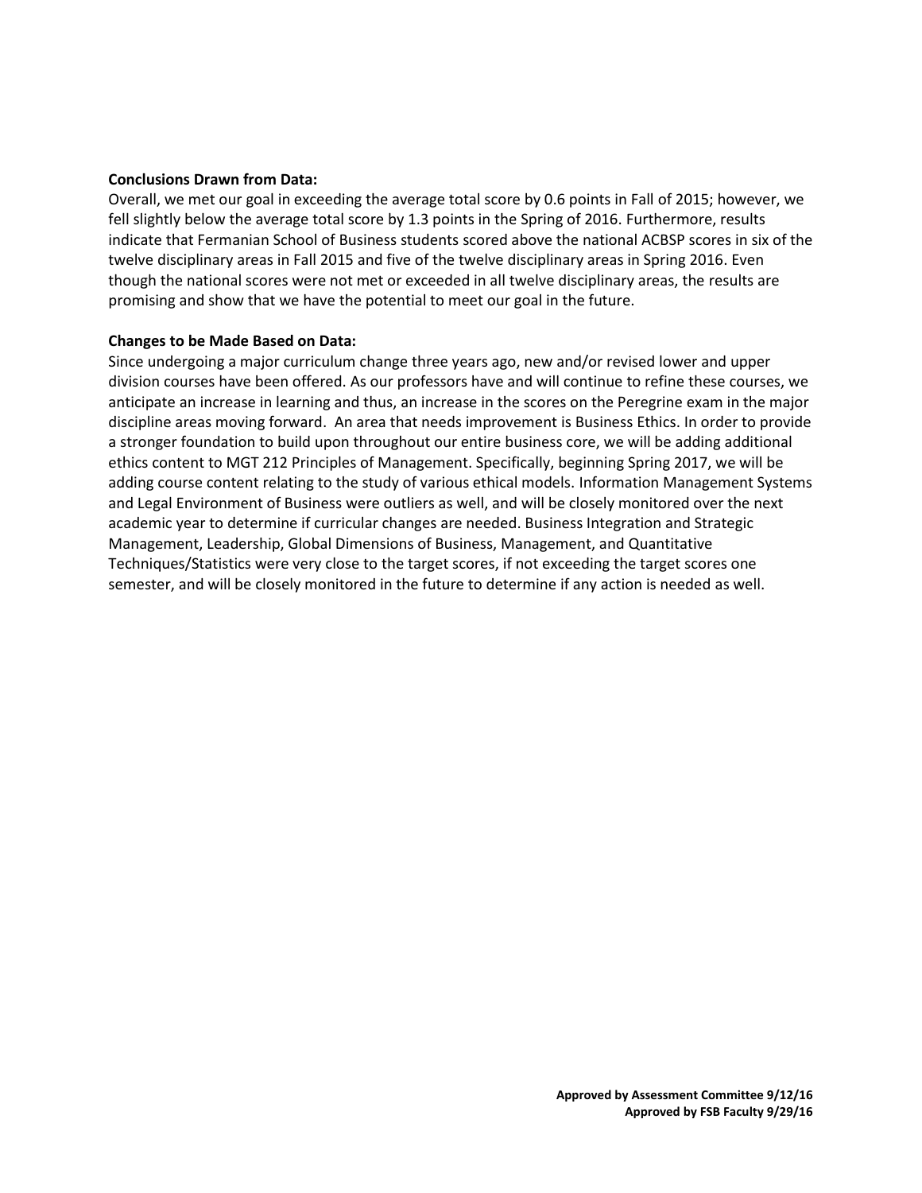**Conclusions Drawn from Data:**

Overall, we met our goal in exceeding the average total score by 0.6 points in Fall of 2015; however, we fell slightly below the average total score by 1.3 points in the Spring of 2016. Furthermore, results indicate that Fermanian School of Business students scored above the national ACBSP scores in six of the twelve disciplinary areas in Fall 2015 and five of the twelve disciplinary areas in Spring 2016. Even though the national scores were not met or exceeded in all twelve disciplinary areas, the results are promising and show that we have the potential to meet our goal in the future.

**Changes to be Made Based on Data:**

Since undergoing a major curriculum change three years ago, new and/or revised lower and upper division courses have been offered. As our professors have and will continue to refine these courses, we anticipate an increase in learning and thus, an increase in the scores on the Peregrine exam in the major discipline areas moving forward. An area that needs improvement is Business Ethics. In order to provide a stronger foundation to build upon throughout our entire business core, we will be adding additional ethics content to MGT 212 Principles of Management. Specifically, beginning Spring 2017, we will be adding course content relating to the study of various ethical models. Information Management Systems and Legal Environment of Business were outliers as well, and will be closely monitored over the next academic year to determine if curricular changes are needed. Business Integration and Strategic Management, Leadership, Global Dimensions of Business, Management, and Quantitative Techniques/Statistics were very close to the target scores, if not exceeding the target scores one semester, and will be closely monitored in the future to determine if any action is needed as well.

**Approved by Assessment Committee 9/12/16**
**Approved by FSB Faculty 9/29/16**